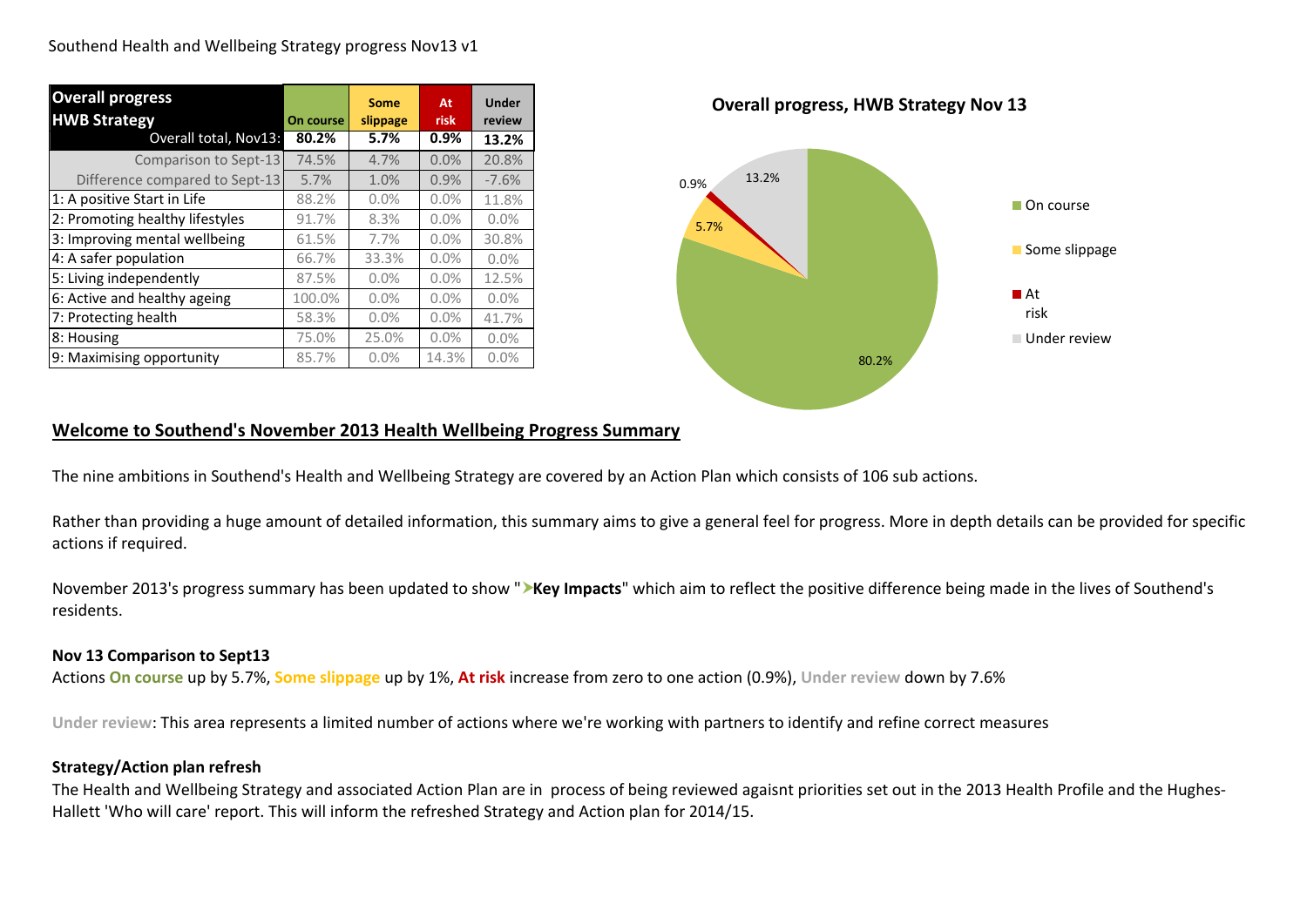Southend Health and Wellbeing Strategy progress Nov13 v1

| Overall progress HWB Strategy | On course | Some slippage | At risk | Under review |
|---|---|---|---|---|
| Overall total, Nov13: | **80.2%** | **5.7%** | **0.9%** | **13.2%** |
| Comparison to Sept-13 | 74.5% | 4.7% | 0.0% | 20.8% |
| Difference compared to Sept-13 | 5.7% | 1.0% | 0.9% | -7.6% |
| 1: A positive Start in Life | 88.2% | 0.0% | 0.0% | 11.8% |
| 2: Promoting healthy lifestyles | 91.7% | 8.3% | 0.0% | 0.0% |
| 3: Improving mental wellbeing | 61.5% | 7.7% | 0.0% | 30.8% |
| 4: A safer population | 66.7% | 33.3% | 0.0% | 0.0% |
| 5: Living independently | 87.5% | 0.0% | 0.0% | 12.5% |
| 6: Active and healthy ageing | 100.0% | 0.0% | 0.0% | 0.0% |
| 7: Protecting health | 58.3% | 0.0% | 0.0% | 41.7% |
| 8: Housing | 75.0% | 25.0% | 0.0% | 0.0% |
| 9: Maximising opportunity | 85.7% | 0.0% | 14.3% | 0.0% |

**Overall progress, HWB Strategy Nov 13**

| | |
|---|---|
| On course | 80.2% |
| Some slippage | 5.7% |
| At risk | 0.9% |
| Under review | 13.2% |

## Welcome to Southend's November 2013 Health Wellbeing Progress Summary

The nine ambitions in Southend's Health and Wellbeing Strategy are covered by an Action Plan which consists of 106 sub actions.

Rather than providing a huge amount of detailed information, this summary aims to give a general feel for progress. More in depth details can be provided for specific actions if required.

November 2013's progress summary has been updated to show "➤**Key Impacts**" which aim to reflect the positive difference being made in the lives of Southend's residents.

**Nov 13 Comparison to Sept13**

Actions **On course** up by 5.7%, **Some slippage** up by 1%, **At risk** increase from zero to one action (0.9%), **Under review** down by 7.6%

**Under review**: This area represents a limited number of actions where we're working with partners to identify and refine correct measures

**Strategy/Action plan refresh**

The Health and Wellbeing Strategy and associated Action Plan are in process of being reviewed agaisnt priorities set out in the 2013 Health Profile and the Hughes-Hallett 'Who will care' report. This will inform the refreshed Strategy and Action plan for 2014/15.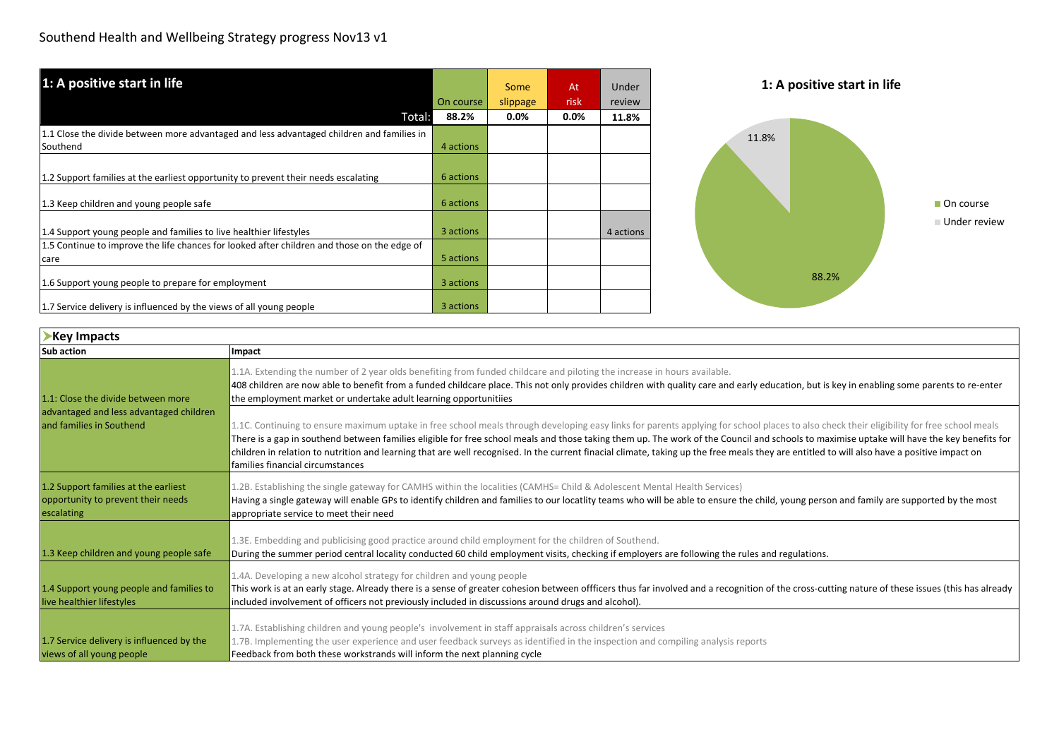Southend Health and Wellbeing Strategy progress Nov13 v1

| 1: A positive start in life | On course | Some slippage | At risk | Under review |
|---|---|---|---|---|
| Total: | 88.2% | 0.0% | 0.0% | 11.8% |
| 1.1 Close the divide between more advantaged and less advantaged children and families in Southend | 4 actions | | | |
| 1.2 Support families at the earliest opportunity to prevent their needs escalating | 6 actions | | | |
| 1.3 Keep children and young people safe | 6 actions | | | |
| 1.4 Support young people and families to live healthier lifestyles | 3 actions | | | 4 actions |
| 1.5 Continue to improve the life chances for looked after children and those on the edge of care | 5 actions | | | |
| 1.6 Support young people to prepare for employment | 3 actions | | | |
| 1.7 Service delivery is influenced by the views of all young people | 3 actions | | | |

**1: A positive start in life**

- On course: 88.2%
- Under review: 11.8%

## Key Impacts

| Sub action | Impact |
|---|---|
| 1.1: Close the divide between more advantaged and less advantaged children and families in Southend | 1.1A. Extending the number of 2 year olds benefiting from funded childcare and piloting the increase in hours available.<br>408 children are now able to benefit from a funded childcare place. This not only provides children with quality care and early education, but is key in enabling some parents to re-enter the employment market or undertake adult learning opportunitiies |
| | 1.1C. Continuing to ensure maximum uptake in free school meals through developing easy links for parents applying for school places to also check their eligibility for free school meals<br>There is a gap in southend between families eligible for free school meals and those taking them up. The work of the Council and schools to maximise uptake will have the key benefits for children in relation to nutrition and learning that are well recognised. In the current finacial climate, taking up the free meals they are entitled to will also have a positive impact on families financial circumstances |
| 1.2 Support families at the earliest opportunity to prevent their needs escalating | 1.2B. Establishing the single gateway for CAMHS within the localities (CAMHS= Child & Adolescent Mental Health Services)<br>Having a single gateway will enable GPs to identify children and families to our locatlity teams who will be able to ensure the child, young person and family are supported by the most appropriate service to meet their need |
| 1.3 Keep children and young people safe | 1.3E. Embedding and publicising good practice around child employment for the children of Southend.<br>During the summer period central locality conducted 60 child employment visits, checking if employers are following the rules and regulations. |
| 1.4 Support young people and families to live healthier lifestyles | 1.4A. Developing a new alcohol strategy for children and young people<br>This work is at an early stage. Already there is a sense of greater cohesion between offficers thus far involved and a recognition of the cross-cutting nature of these issues (this has already included involvement of officers not previously included in discussions around drugs and alcohol). |
| 1.7 Service delivery is influenced by the views of all young people | 1.7A. Establishing children and young people's involvement in staff appraisals across children's services<br>1.7B. Implementing the user experience and user feedback surveys as identified in the inspection and compiling analysis reports<br>Feedback from both these workstrands will inform the next planning cycle |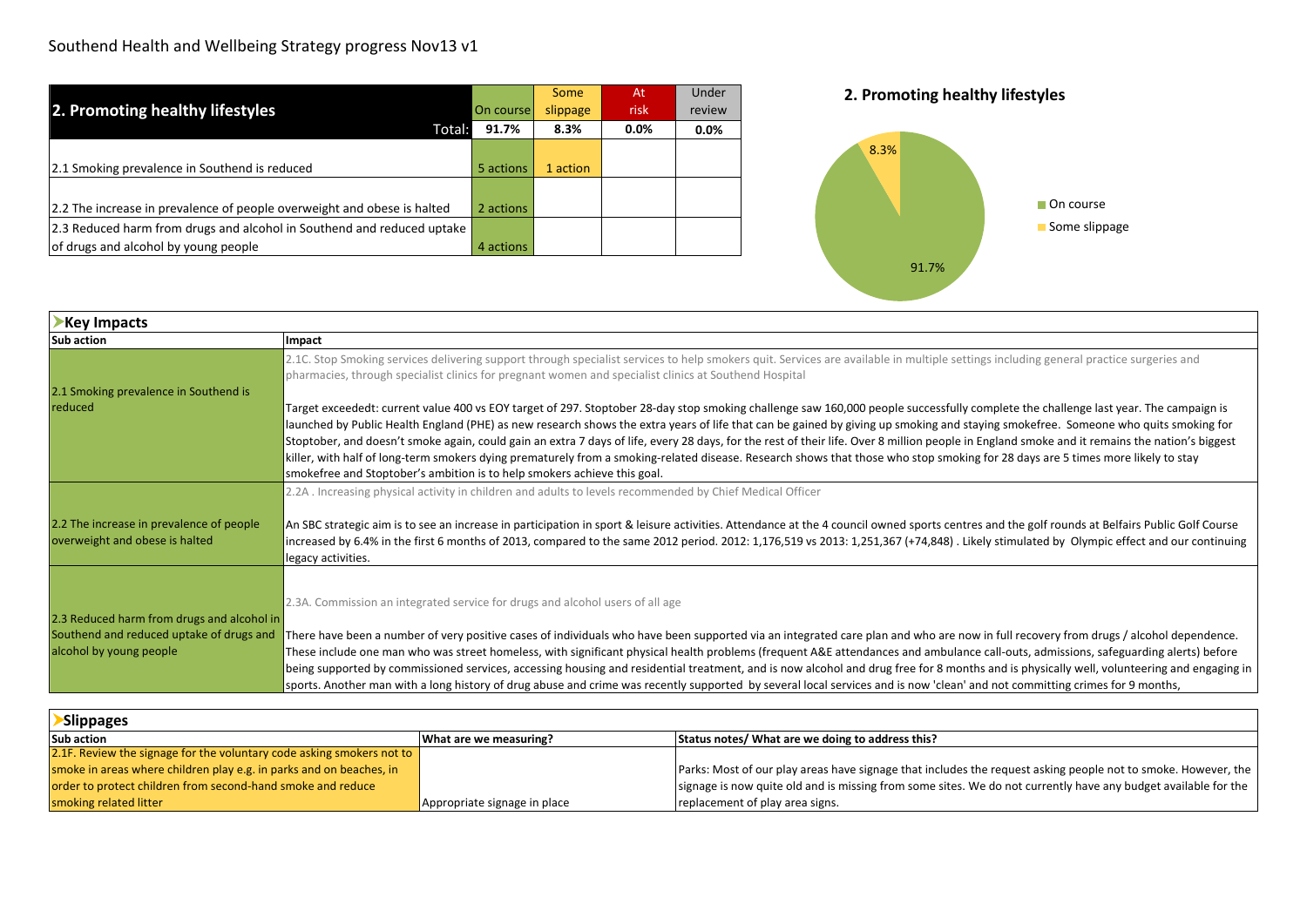# Southend Health and Wellbeing Strategy progress Nov13 v1

| 2. Promoting healthy lifestyles | On course | Some slippage | At risk | Under review |
|---|---|---|---|---|
| Total: | 91.7% | 8.3% | 0.0% | 0.0% |
| 2.1 Smoking prevalence in Southend is reduced | 5 actions | 1 action | | |
| 2.2 The increase in prevalence of people overweight and obese is halted | 2 actions | | | |
| 2.3 Reduced harm from drugs and alcohol in Southend and reduced uptake of drugs and alcohol by young people | 4 actions | | | |

**2. Promoting healthy lifestyles**

- On course: 91.7%
- Some slippage: 8.3%

## Key Impacts

| Sub action | Impact |
|---|---|
| 2.1 Smoking prevalence in Southend is reduced | 2.1C. Stop Smoking services delivering support through specialist services to help smokers quit. Services are available in multiple settings including general practice surgeries and pharmacies, through specialist clinics for pregnant women and specialist clinics at Southend Hospital<br><br>Target exceededt: current value 400 vs EOY target of 297. Stoptober 28-day stop smoking challenge saw 160,000 people successfully complete the challenge last year. The campaign is launched by Public Health England (PHE) as new research shows the extra years of life that can be gained by giving up smoking and staying smokefree. Someone who quits smoking for Stoptober, and doesn't smoke again, could gain an extra 7 days of life, every 28 days, for the rest of their life. Over 8 million people in England smoke and it remains the nation's biggest killer, with half of long-term smokers dying prematurely from a smoking-related disease. Research shows that those who stop smoking for 28 days are 5 times more likely to stay smokefree and Stoptober's ambition is to help smokers achieve this goal. |
| 2.2 The increase in prevalence of people overweight and obese is halted | 2.2A . Increasing physical activity in children and adults to levels recommended by Chief Medical Officer<br><br>An SBC strategic aim is to see an increase in participation in sport & leisure activities. Attendance at the 4 council owned sports centres and the golf rounds at Belfairs Public Golf Course increased by 6.4% in the first 6 months of 2013, compared to the same 2012 period. 2012: 1,176,519 vs 2013: 1,251,367 (+74,848) . Likely stimulated by Olympic effect and our continuing legacy activities. |
| 2.3 Reduced harm from drugs and alcohol in Southend and reduced uptake of drugs and alcohol by young people | 2.3A. Commission an integrated service for drugs and alcohol users of all age<br><br>There have been a number of very positive cases of individuals who have been supported via an integrated care plan and who are now in full recovery from drugs / alcohol dependence. These include one man who was street homeless, with significant physical health problems (frequent A&E attendances and ambulance call-outs, admissions, safeguarding alerts) before being supported by commissioned services, accessing housing and residential treatment, and is now alcohol and drug free for 8 months and is physically well, volunteering and engaging in sports. Another man with a long history of drug abuse and crime was recently supported by several local services and is now 'clean' and not committing crimes for 9 months, |

## Slippages

| Sub action | What are we measuring? | Status notes/ What are we doing to address this? |
|---|---|---|
| 2.1F. Review the signage for the voluntary code asking smokers not to smoke in areas where children play e.g. in parks and on beaches, in order to protect children from second-hand smoke and reduce smoking related litter | Appropriate signage in place | Parks: Most of our play areas have signage that includes the request asking people not to smoke. However, the signage is now quite old and is missing from some sites. We do not currently have any budget available for the replacement of play area signs. |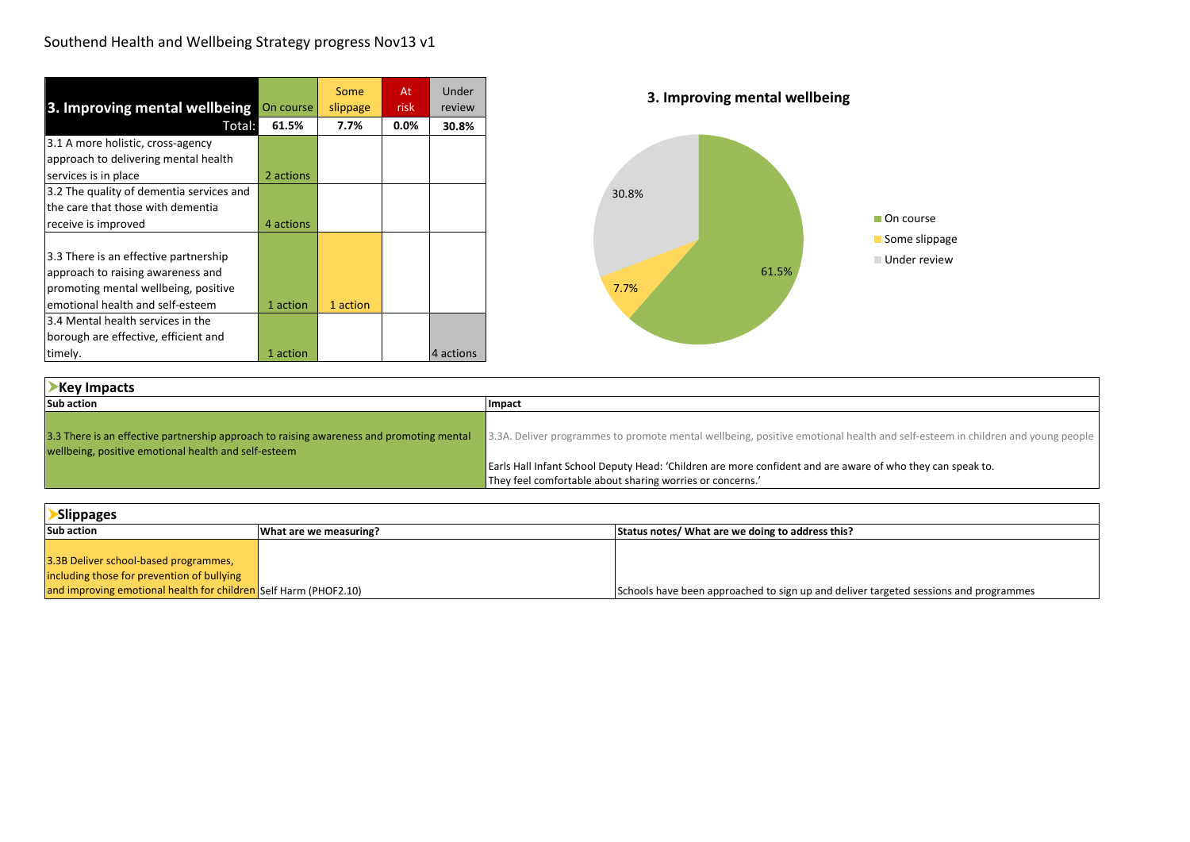Southend Health and Wellbeing Strategy progress Nov13 v1

| 3. Improving mental wellbeing | On course | Some slippage | At risk | Under review |
|---|---|---|---|---|
| Total: | 61.5% | 7.7% | 0.0% | 30.8% |
| 3.1 A more holistic, cross-agency approach to delivering mental health services is in place | 2 actions | | | |
| 3.2 The quality of dementia services and the care that those with dementia receive is improved | 4 actions | | | |
| 3.3 There is an effective partnership approach to raising awareness and promoting mental wellbeing, positive emotional health and self-esteem | 1 action | 1 action | | |
| 3.4 Mental health services in the borough are effective, efficient and timely. | 1 action | | | 4 actions |

**3. Improving mental wellbeing**

- On course: 61.5%
- Some slippage: 7.7%
- Under review: 30.8%

## Key Impacts

| Sub action | Impact |
|---|---|
| 3.3 There is an effective partnership approach to raising awareness and promoting mental wellbeing, positive emotional health and self-esteem | 3.3A. Deliver programmes to promote mental wellbeing, positive emotional health and self-esteem in children and young people<br><br>Earls Hall Infant School Deputy Head: 'Children are more confident and are aware of who they can speak to. They feel comfortable about sharing worries or concerns.' |

## Slippages

| Sub action | What are we measuring? | Status notes/ What are we doing to address this? |
|---|---|---|
| 3.3B Deliver school-based programmes, including those for prevention of bullying and improving emotional health for children | Self Harm (PHOF2.10) | Schools have been approached to sign up and deliver targeted sessions and programmes |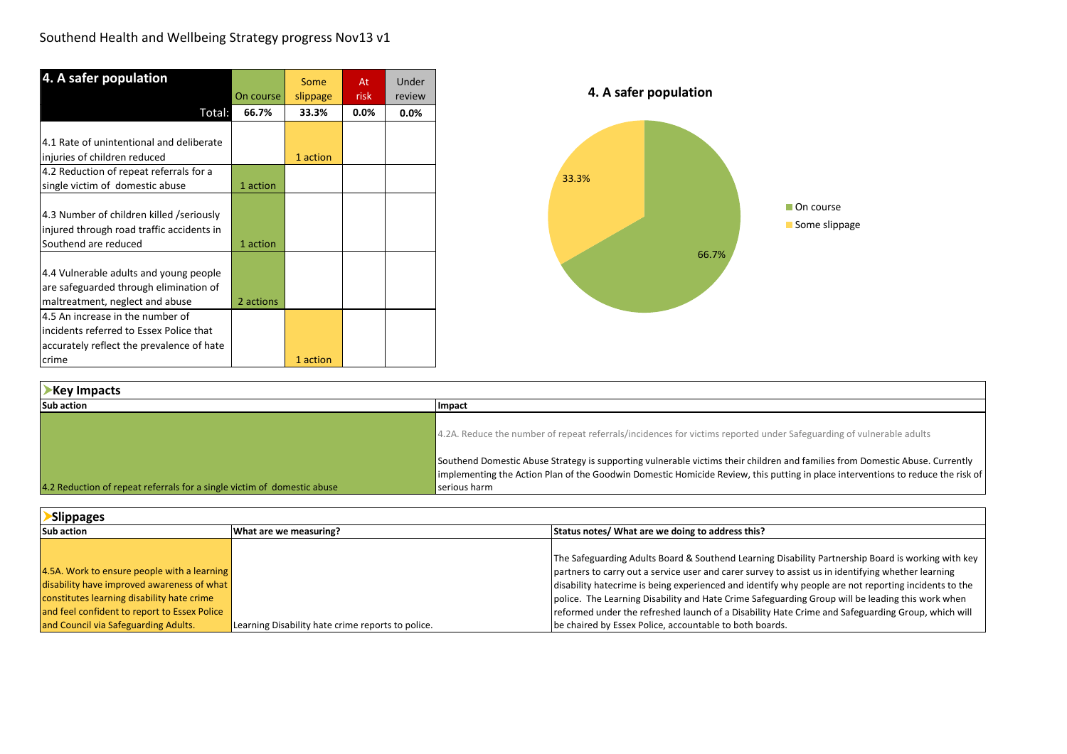Southend Health and Wellbeing Strategy progress Nov13 v1

| 4. A safer population | On course | Some slippage | At risk | Under review |
|---|---|---|---|---|
| Total: | 66.7% | 33.3% | 0.0% | 0.0% |
| 4.1 Rate of unintentional and deliberate injuries of children reduced | | 1 action | | |
| 4.2 Reduction of repeat referrals for a single victim of domestic abuse | 1 action | | | |
| 4.3 Number of children killed /seriously injured through road traffic accidents in Southend are reduced | 1 action | | | |
| 4.4 Vulnerable adults and young people are safeguarded through elimination of maltreatment, neglect and abuse | 2 actions | | | |
| 4.5 An increase in the number of incidents referred to Essex Police that accurately reflect the prevalence of hate crime | | 1 action | | |

**4. A safer population**

- On course: 66.7%
- Some slippage: 33.3%

## Key Impacts

| Sub action | Impact |
|---|---|
| 4.2 Reduction of repeat referrals for a single victim of domestic abuse | 4.2A. Reduce the number of repeat referrals/incidences for victims reported under Safeguarding of vulnerable adults<br><br>Southend Domestic Abuse Strategy is supporting vulnerable victims their children and families from Domestic Abuse. Currently implementing the Action Plan of the Goodwin Domestic Homicide Review, this putting in place interventions to reduce the risk of serious harm |

## Slippages

| Sub action | What are we measuring? | Status notes/ What are we doing to address this? |
|---|---|---|
| 4.5A. Work to ensure people with a learning disability have improved awareness of what constitutes learning disability hate crime and feel confident to report to Essex Police and Council via Safeguarding Adults. | Learning Disability hate crime reports to police. | The Safeguarding Adults Board & Southend Learning Disability Partnership Board is working with key partners to carry out a service user and carer survey to assist us in identifying whether learning disability hatecrime is being experienced and identify why people are not reporting incidents to the police. The Learning Disability and Hate Crime Safeguarding Group will be leading this work when reformed under the refreshed launch of a Disability Hate Crime and Safeguarding Group, which will be chaired by Essex Police, accountable to both boards. |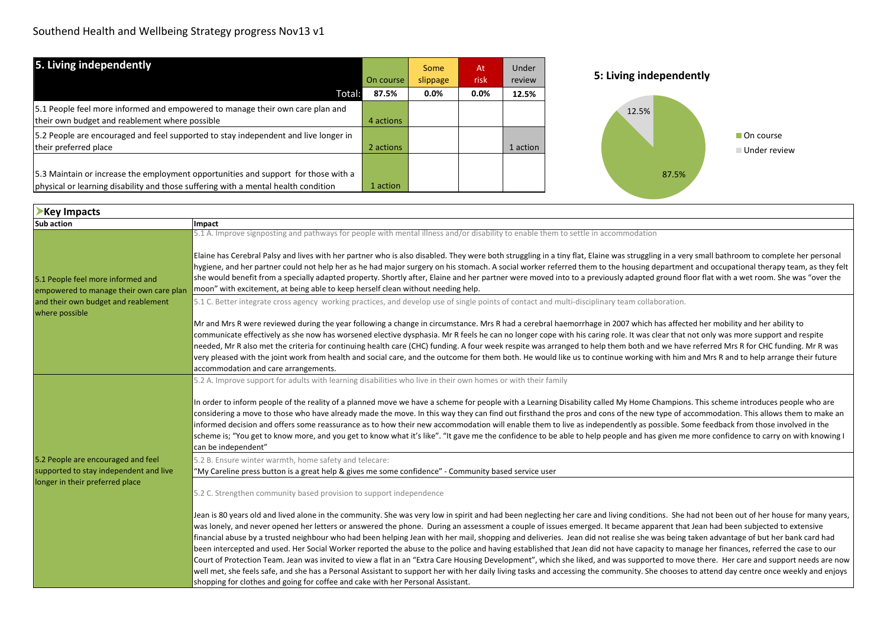Southend Health and Wellbeing Strategy progress Nov13 v1

| 5. Living independently | On course | Some slippage | At risk | Under review |
|---|---|---|---|---|
| Total: | 87.5% | 0.0% | 0.0% | 12.5% |
| 5.1 People feel more informed and empowered to manage their own care plan and their own budget and reablement where possible | 4 actions | | | |
| 5.2 People are encouraged and feel supported to stay independent and live longer in their preferred place | 2 actions | | | 1 action |
| 5.3 Maintain or increase the employment opportunities and support for those with a physical or learning disability and those suffering with a mental health condition | 1 action | | | |

**5: Living independently**

- On course: 87.5%
- Under review: 12.5%

## Key Impacts

| Sub action | Impact |
|---|---|
| 5.1 People feel more informed and empowered to manage their own care plan and their own budget and reablement where possible | 5.1 A. Improve signposting and pathways for people with mental illness and/or disability to enable them to settle in accommodation<br><br>Elaine has Cerebral Palsy and lives with her partner who is also disabled. They were both struggling in a tiny flat, Elaine was struggling in a very small bathroom to complete her personal hygiene, and her partner could not help her as he had major surgery on his stomach. A social worker referred them to the housing department and occupational therapy team, as they felt she would benefit from a specially adapted property. Shortly after, Elaine and her partner were moved into to a previously adapted ground floor flat with a wet room. She was "over the moon" with excitement, at being able to keep herself clean without needing help. |
| | 5.1 C. Better integrate cross agency working practices, and develop use of single points of contact and multi-disciplinary team collaboration.<br><br>Mr and Mrs R were reviewed during the year following a change in circumstance. Mrs R had a cerebral haemorrhage in 2007 which has affected her mobility and her ability to communicate effectively as she now has worsened elective dysphasia. Mr R feels he can no longer cope with his caring role. It was clear that not only was more support and respite needed, Mr R also met the criteria for continuing health care (CHC) funding. A four week respite was arranged to help them both and we have referred Mrs R for CHC funding. Mr R was very pleased with the joint work from health and social care, and the outcome for them both. He would like us to continue working with him and Mrs R and to help arrange their future accommodation and care arrangements. |
| 5.2 People are encouraged and feel supported to stay independent and live longer in their preferred place | 5.2 A. Improve support for adults with learning disabilities who live in their own homes or with their family<br><br>In order to inform people of the reality of a planned move we have a scheme for people with a Learning Disability called My Home Champions. This scheme introduces people who are considering a move to those who have already made the move. In this way they can find out firsthand the pros and cons of the new type of accommodation. This allows them to make an informed decision and offers some reassurance as to how their new accommodation will enable them to live as independently as possible. Some feedback from those involved in the scheme is; "You get to know more, and you get to know what it's like". "It gave me the confidence to be able to help people and has given me more confidence to carry on with knowing I can be independent" |
| | 5.2 B. Ensure winter warmth, home safety and telecare:<br>"My Careline press button is a great help & gives me some confidence" - Community based service user |
| | 5.2 C. Strengthen community based provision to support independence<br><br>Jean is 80 years old and lived alone in the community. She was very low in spirit and had been neglecting her care and living conditions. She had not been out of her house for many years, was lonely, and never opened her letters or answered the phone. During an assessment a couple of issues emerged. It became apparent that Jean had been subjected to extensive financial abuse by a trusted neighbour who had been helping Jean with her mail, shopping and deliveries. Jean did not realise she was being taken advantage of but her bank card had been intercepted and used. Her Social Worker reported the abuse to the police and having established that Jean did not have capacity to manage her finances, referred the case to our Court of Protection Team. Jean was invited to view a flat in an "Extra Care Housing Development", which she liked, and was supported to move there. Her care and support needs are now well met, she feels safe, and she has a Personal Assistant to support her with her daily living tasks and accessing the community. She chooses to attend day centre once weekly and enjoys shopping for clothes and going for coffee and cake with her Personal Assistant. |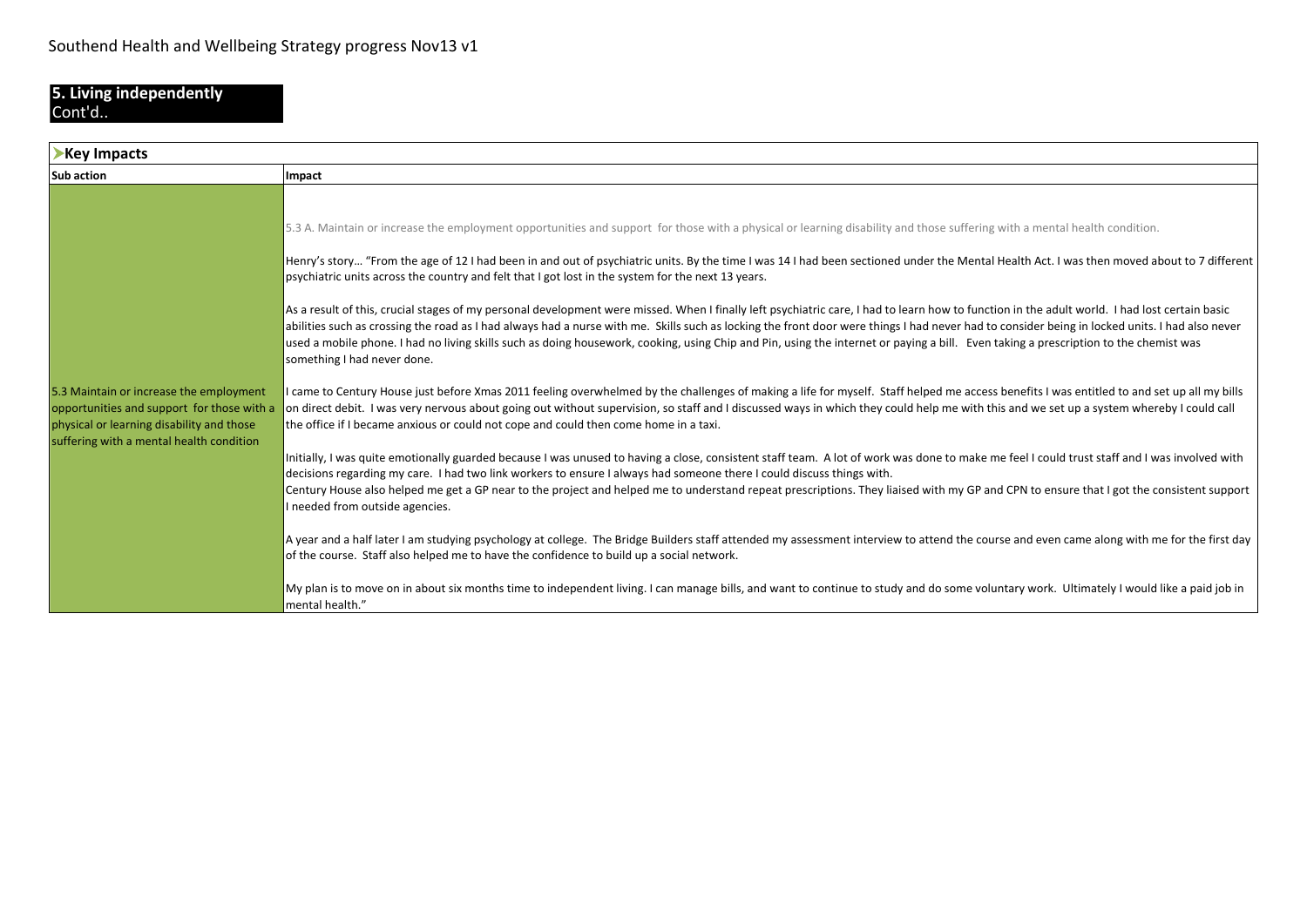Southend Health and Wellbeing Strategy progress Nov13 v1

## 5. Living independently
Cont'd..

### Key Impacts

| Sub action | Impact |
|---|---|
| 5.3 Maintain or increase the employment opportunities and support for those with a physical or learning disability and those suffering with a mental health condition | 5.3 A. Maintain or increase the employment opportunities and support for those with a physical or learning disability and those suffering with a mental health condition.<br><br>Henry's story… "From the age of 12 I had been in and out of psychiatric units. By the time I was 14 I had been sectioned under the Mental Health Act. I was then moved about to 7 different psychiatric units across the country and felt that I got lost in the system for the next 13 years.<br><br>As a result of this, crucial stages of my personal development were missed. When I finally left psychiatric care, I had to learn how to function in the adult world. I had lost certain basic abilities such as crossing the road as I had always had a nurse with me. Skills such as locking the front door were things I had never had to consider being in locked units. I had also never used a mobile phone. I had no living skills such as doing housework, cooking, using Chip and Pin, using the internet or paying a bill. Even taking a prescription to the chemist was something I had never done.<br><br>I came to Century House just before Xmas 2011 feeling overwhelmed by the challenges of making a life for myself. Staff helped me access benefits I was entitled to and set up all my bills on direct debit. I was very nervous about going out without supervision, so staff and I discussed ways in which they could help me with this and we set up a system whereby I could call the office if I became anxious or could not cope and could then come home in a taxi.<br><br>Initially, I was quite emotionally guarded because I was unused to having a close, consistent staff team. A lot of work was done to make me feel I could trust staff and I was involved with decisions regarding my care. I had two link workers to ensure I always had someone there I could discuss things with.<br>Century House also helped me get a GP near to the project and helped me to understand repeat prescriptions. They liaised with my GP and CPN to ensure that I got the consistent support I needed from outside agencies.<br><br>A year and a half later I am studying psychology at college. The Bridge Builders staff attended my assessment interview to attend the course and even came along with me for the first day of the course. Staff also helped me to have the confidence to build up a social network.<br><br>My plan is to move on in about six months time to independent living. I can manage bills, and want to continue to study and do some voluntary work. Ultimately I would like a paid job in mental health." |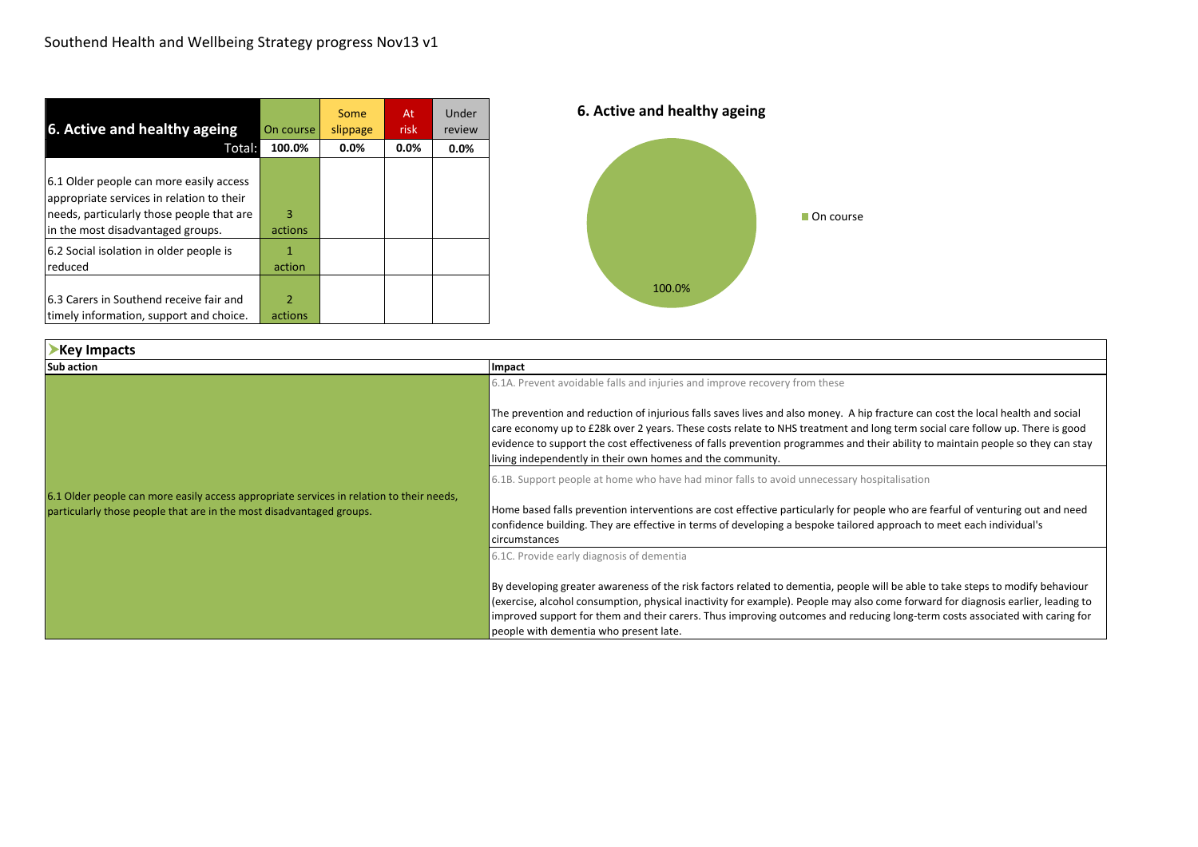Southend Health and Wellbeing Strategy progress Nov13 v1

| 6. Active and healthy ageing | On course | Some slippage | At risk | Under review |
|---|---|---|---|---|
| Total: | 100.0% | 0.0% | 0.0% | 0.0% |
| 6.1 Older people can more easily access appropriate services in relation to their needs, particularly those people that are in the most disadvantaged groups. | 3 actions | | | |
| 6.2 Social isolation in older people is reduced | 1 action | | | |
| 6.3 Carers in Southend receive fair and timely information, support and choice. | 2 actions | | | |

**6. Active and healthy ageing**

On course: 100.0%

## Key Impacts

| Sub action | Impact |
|---|---|
| 6.1 Older people can more easily access appropriate services in relation to their needs, particularly those people that are in the most disadvantaged groups. | 6.1A. Prevent avoidable falls and injuries and improve recovery from these<br><br>The prevention and reduction of injurious falls saves lives and also money. A hip fracture can cost the local health and social care economy up to £28k over 2 years. These costs relate to NHS treatment and long term social care follow up. There is good evidence to support the cost effectiveness of falls prevention programmes and their ability to maintain people so they can stay living independently in their own homes and the community. |
| | 6.1B. Support people at home who have had minor falls to avoid unnecessary hospitalisation<br><br>Home based falls prevention interventions are cost effective particularly for people who are fearful of venturing out and need confidence building. They are effective in terms of developing a bespoke tailored approach to meet each individual's circumstances |
| | 6.1C. Provide early diagnosis of dementia<br><br>By developing greater awareness of the risk factors related to dementia, people will be able to take steps to modify behaviour (exercise, alcohol consumption, physical inactivity for example). People may also come forward for diagnosis earlier, leading to improved support for them and their carers. Thus improving outcomes and reducing long-term costs associated with caring for people with dementia who present late. |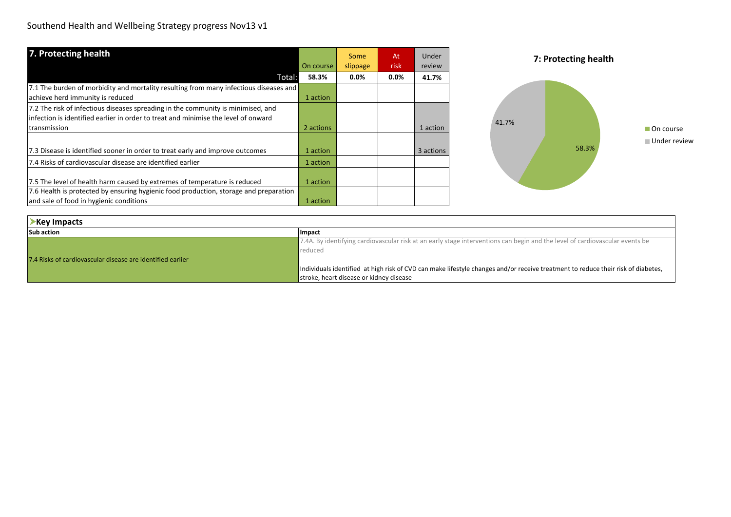Southend Health and Wellbeing Strategy progress Nov13 v1

| 7. Protecting health | On course | Some slippage | At risk | Under review |
|---|---|---|---|---|
| Total: | 58.3% | 0.0% | 0.0% | 41.7% |
| 7.1 The burden of morbidity and mortality resulting from many infectious diseases and achieve herd immunity is reduced | 1 action | | | |
| 7.2 The risk of infectious diseases spreading in the community is minimised, and infection is identified earlier in order to treat and minimise the level of onward transmission | 2 actions | | | 1 action |
| 7.3 Disease is identified sooner in order to treat early and improve outcomes | 1 action | | | 3 actions |
| 7.4 Risks of cardiovascular disease are identified earlier | 1 action | | | |
| 7.5 The level of health harm caused by extremes of temperature is reduced | 1 action | | | |
| 7.6 Health is protected by ensuring hygienic food production, storage and preparation and sale of food in hygienic conditions | 1 action | | | |

**7: Protecting health**

- On course: 58.3%
- Under review: 41.7%

**Key Impacts**

| Sub action | Impact |
|---|---|
| 7.4 Risks of cardiovascular disease are identified earlier | 7.4A. By identifying cardiovascular risk at an early stage interventions can begin and the level of cardiovascular events be reduced<br><br>Individuals identified at high risk of CVD can make lifestyle changes and/or receive treatment to reduce their risk of diabetes, stroke, heart disease or kidney disease |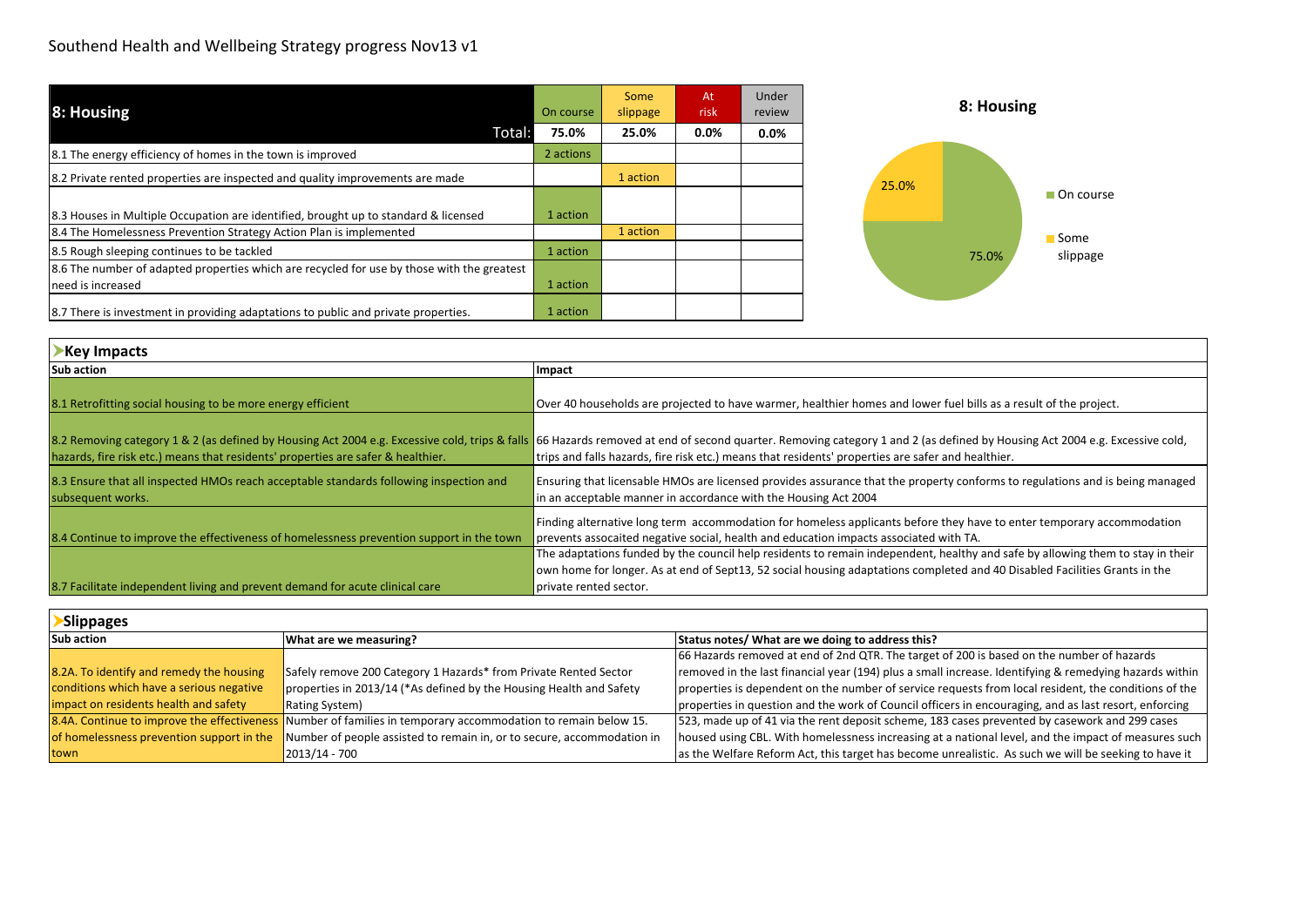Southend Health and Wellbeing Strategy progress Nov13 v1

| 8: Housing | On course | Some slippage | At risk | Under review |
|---|---|---|---|---|
| Total: | 75.0% | 25.0% | 0.0% | 0.0% |
| 8.1 The energy efficiency of homes in the town is improved | 2 actions | | | |
| 8.2 Private rented properties are inspected and quality improvements are made | | 1 action | | |
| 8.3 Houses in Multiple Occupation are identified, brought up to standard & licensed | 1 action | | | |
| 8.4 The Homelessness Prevention Strategy Action Plan is implemented | | 1 action | | |
| 8.5 Rough sleeping continues to be tackled | 1 action | | | |
| 8.6 The number of adapted properties which are recycled for use by those with the greatest need is increased | 1 action | | | |
| 8.7 There is investment in providing adaptations to public and private properties. | 1 action | | | |

**8: Housing**

- On course: 75.0%
- Some slippage: 25.0%

## Key Impacts

| Sub action | Impact |
|---|---|
| 8.1 Retrofitting social housing to be more energy efficient | Over 40 households are projected to have warmer, healthier homes and lower fuel bills as a result of the project. |
| 8.2 Removing category 1 & 2 (as defined by Housing Act 2004 e.g. Excessive cold, trips & falls hazards, fire risk etc.) means that residents' properties are safer & healthier. | 66 Hazards removed at end of second quarter. Removing category 1 and 2 (as defined by Housing Act 2004 e.g. Excessive cold, trips and falls hazards, fire risk etc.) means that residents' properties are safer and healthier. |
| 8.3 Ensure that all inspected HMOs reach acceptable standards following inspection and subsequent works. | Ensuring that licensable HMOs are licensed provides assurance that the property conforms to regulations and is being managed in an acceptable manner in accordance with the Housing Act 2004 |
| 8.4 Continue to improve the effectiveness of homelessness prevention support in the town | Finding alternative long term accommodation for homeless applicants before they have to enter temporary accommodation prevents assocaited negative social, health and education impacts associated with TA. |
| 8.7 Facilitate independent living and prevent demand for acute clinical care | The adaptations funded by the council help residents to remain independent, healthy and safe by allowing them to stay in their own home for longer. As at end of Sept13, 52 social housing adaptations completed and 40 Disabled Facilities Grants in the private rented sector. |

## Slippages

| Sub action | What are we measuring? | Status notes/ What are we doing to address this? |
|---|---|---|
| 8.2A. To identify and remedy the housing conditions which have a serious negative impact on residents health and safety | Safely remove 200 Category 1 Hazards* from Private Rented Sector properties in 2013/14 (*As defined by the Housing Health and Safety Rating System) | 66 Hazards removed at end of 2nd QTR. The target of 200 is based on the number of hazards removed in the last financial year (194) plus a small increase. Identifying & remedying hazards within properties is dependent on the number of service requests from local resident, the conditions of the properties in question and the work of Council officers in encouraging, and as last resort, enforcing |
| 8.4A. Continue to improve the effectiveness of homelessness prevention support in the town | Number of families in temporary accommodation to remain below 15. Number of people assisted to remain in, or to secure, accommodation in 2013/14 - 700 | 523, made up of 41 via the rent deposit scheme, 183 cases prevented by casework and 299 cases housed using CBL. With homelessness increasing at a national level, and the impact of measures such as the Welfare Reform Act, this target has become unrealistic. As such we will be seeking to have it |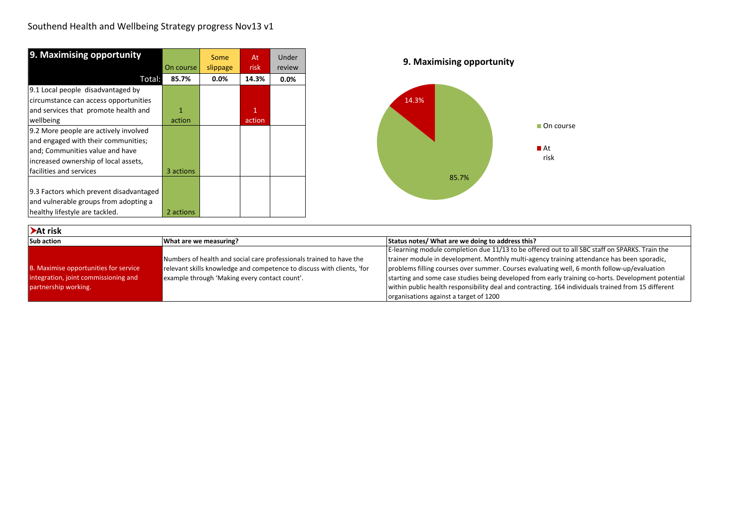Southend Health and Wellbeing Strategy progress Nov13 v1

| 9. Maximising opportunity | On course | Some slippage | At risk | Under review |
|---|---|---|---|---|
| Total: | 85.7% | 0.0% | 14.3% | 0.0% |
| 9.1 Local people disadvantaged by circumstance can access opportunities and services that promote health and wellbeing | 1 action | | 1 action | |
| 9.2 More people are actively involved and engaged with their communities; and; Communities value and have increased ownership of local assets, facilities and services | 3 actions | | | |
| 9.3 Factors which prevent disadvantaged and vulnerable groups from adopting a healthy lifestyle are tackled. | 2 actions | | | |

**9. Maximising opportunity**

14.3%

85.7%

On course

At risk

## At risk

| Sub action | What are we measuring? | Status notes/ What are we doing to address this? |
|---|---|---|
| B. Maximise opportunities for service integration, joint commissioning and partnership working. | Numbers of health and social care professionals trained to have the relevant skills knowledge and competence to discuss with clients, 'for example through 'Making every contact count'. | E-learning module completion due 11/13 to be offered out to all SBC staff on SPARKS. Train the trainer module in development. Monthly multi-agency training attendance has been sporadic, problems filling courses over summer. Courses evaluating well, 6 month follow-up/evaluation starting and some case studies being developed from early training co-horts. Development potential within public health responsibility deal and contracting. 164 individuals trained from 15 different organisations against a target of 1200 |